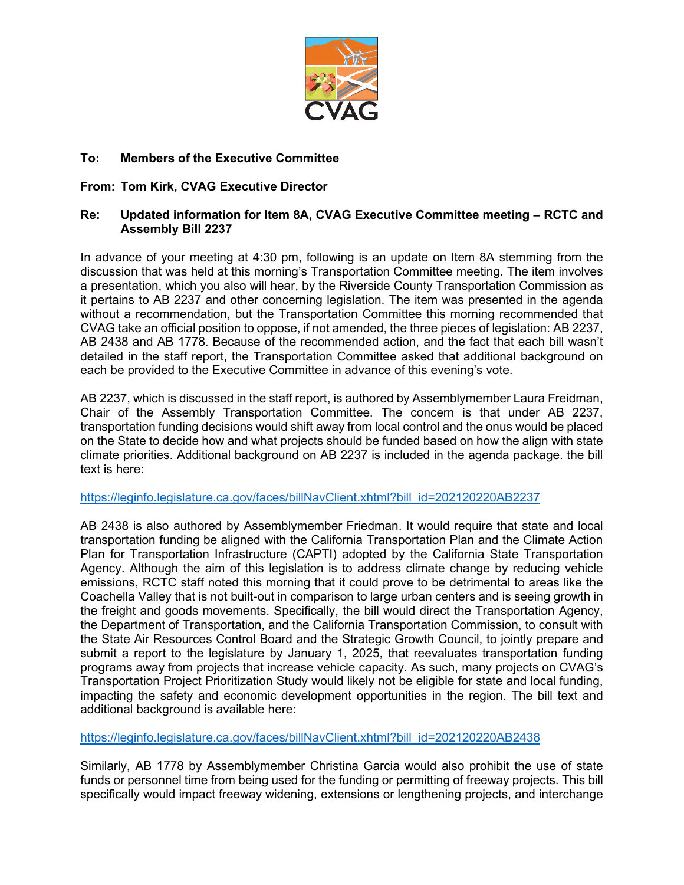**To: Members of the Executive Committee**

**From: Tom Kirk, CVAG Executive Director**

**Re: Updated information for Item 8A, CVAG Executive Committee meeting – RCTC and Assembly Bill 2237**

In advance of your meeting at 4:30 pm, following is an update on Item 8A stemming from the discussion that was held at this morning's Transportation Committee meeting. The item involves a presentation, which you also will hear, by the Riverside County Transportation Commission as it pertains to AB 2237 and other concerning legislation. The item was presented in the agenda without a recommendation, but the Transportation Committee this morning recommended that CVAG take an official position to oppose, if not amended, the three pieces of legislation: AB 2237, AB 2438 and AB 1778. Because of the recommended action, and the fact that each bill wasn't detailed in the staff report, the Transportation Committee asked that additional background on each be provided to the Executive Committee in advance of this evening's vote.

AB 2237, which is discussed in the staff report, is authored by Assemblymember Laura Freidman, Chair of the Assembly Transportation Committee. The concern is that under AB 2237, transportation funding decisions would shift away from local control and the onus would be placed on the State to decide how and what projects should be funded based on how the align with state climate priorities. Additional background on AB 2237 is included in the agenda package. the bill text is here:

https://leginfo.legislature.ca.gov/faces/billNavClient.xhtml?bill_id=202120220AB2237

AB 2438 is also authored by Assemblymember Friedman. It would require that state and local transportation funding be aligned with the California Transportation Plan and the Climate Action Plan for Transportation Infrastructure (CAPTI) adopted by the California State Transportation Agency. Although the aim of this legislation is to address climate change by reducing vehicle emissions, RCTC staff noted this morning that it could prove to be detrimental to areas like the Coachella Valley that is not built-out in comparison to large urban centers and is seeing growth in the freight and goods movements. Specifically, the bill would direct the Transportation Agency, the Department of Transportation, and the California Transportation Commission, to consult with the State Air Resources Control Board and the Strategic Growth Council, to jointly prepare and submit a report to the legislature by January 1, 2025, that reevaluates transportation funding programs away from projects that increase vehicle capacity. As such, many projects on CVAG's Transportation Project Prioritization Study would likely not be eligible for state and local funding, impacting the safety and economic development opportunities in the region. The bill text and additional background is available here:

https://leginfo.legislature.ca.gov/faces/billNavClient.xhtml?bill_id=202120220AB2438

Similarly, AB 1778 by Assemblymember Christina Garcia would also prohibit the use of state funds or personnel time from being used for the funding or permitting of freeway projects. This bill specifically would impact freeway widening, extensions or lengthening projects, and interchange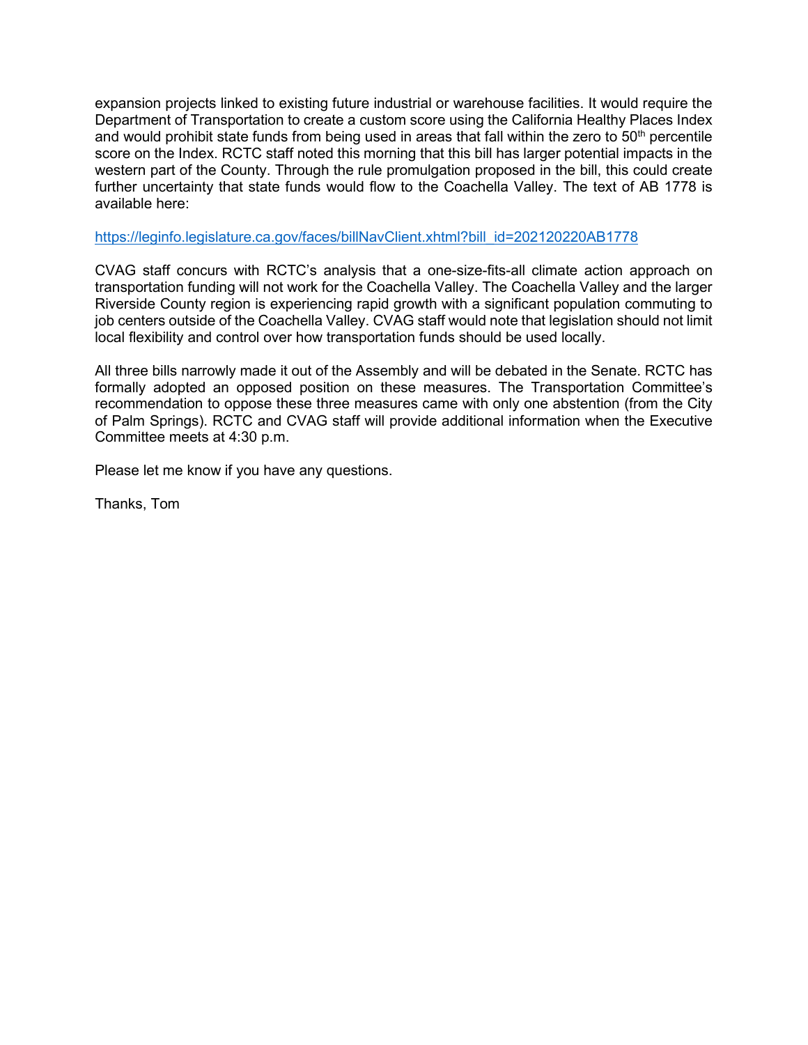expansion projects linked to existing future industrial or warehouse facilities. It would require the Department of Transportation to create a custom score using the California Healthy Places Index and would prohibit state funds from being used in areas that fall within the zero to 50th percentile score on the Index. RCTC staff noted this morning that this bill has larger potential impacts in the western part of the County. Through the rule promulgation proposed in the bill, this could create further uncertainty that state funds would flow to the Coachella Valley. The text of AB 1778 is available here:

https://leginfo.legislature.ca.gov/faces/billNavClient.xhtml?bill_id=202120220AB1778

CVAG staff concurs with RCTC's analysis that a one-size-fits-all climate action approach on transportation funding will not work for the Coachella Valley. The Coachella Valley and the larger Riverside County region is experiencing rapid growth with a significant population commuting to job centers outside of the Coachella Valley. CVAG staff would note that legislation should not limit local flexibility and control over how transportation funds should be used locally.

All three bills narrowly made it out of the Assembly and will be debated in the Senate. RCTC has formally adopted an opposed position on these measures. The Transportation Committee's recommendation to oppose these three measures came with only one abstention (from the City of Palm Springs). RCTC and CVAG staff will provide additional information when the Executive Committee meets at 4:30 p.m.

Please let me know if you have any questions.

Thanks, Tom